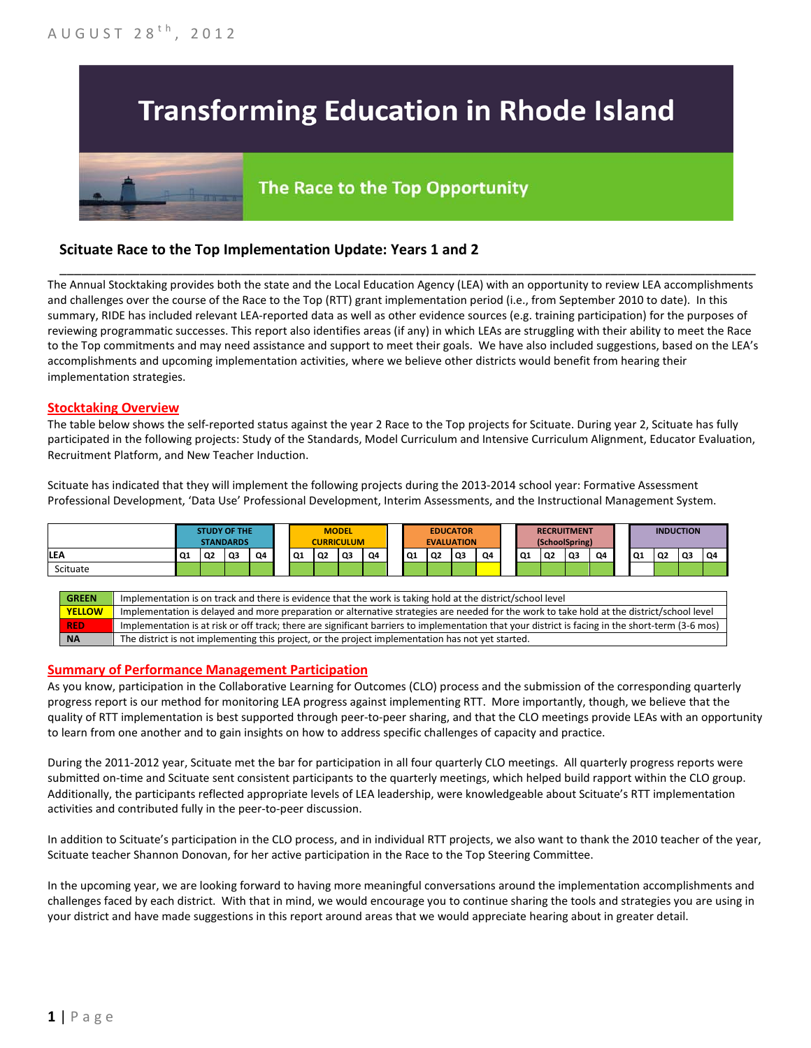AUGUST 28th, 2012

# Transforming Education in Rhode Island

## The Race to the Top Opportunity

### Scituate Race to the Top Implementation Update: Years 1 and 2

The Annual Stocktaking provides both the state and the Local Education Agency (LEA) with an opportunity to review LEA accomplishments and challenges over the course of the Race to the Top (RTT) grant implementation period (i.e., from September 2010 to date). In this summary, RIDE has included relevant LEA-reported data as well as other evidence sources (e.g. training participation) for the purposes of reviewing programmatic successes. This report also identifies areas (if any) in which LEAs are struggling with their ability to meet the Race to the Top commitments and may need assistance and support to meet their goals. We have also included suggestions, based on the LEA's accomplishments and upcoming implementation activities, where we believe other districts would benefit from hearing their implementation strategies.

## Stocktaking Overview

The table below shows the self-reported status against the year 2 Race to the Top projects for Scituate. During year 2, Scituate has fully participated in the following projects: Study of the Standards, Model Curriculum and Intensive Curriculum Alignment, Educator Evaluation, Recruitment Platform, and New Teacher Induction.

Scituate has indicated that they will implement the following projects during the 2013-2014 school year: Formative Assessment Professional Development, 'Data Use' Professional Development, Interim Assessments, and the Instructional Management System.

| | STUDY OF THE STANDARDS | | | | MODEL CURRICULUM | | | | EDUCATOR EVALUATION | | | | RECRUITMENT (SchoolSpring) | | | | INDUCTION | | | |
|---|---|---|---|---|---|---|---|---|---|---|---|---|---|---|---|---|---|---|---|---|
| LEA | Q1 | Q2 | Q3 | Q4 | Q1 | Q2 | Q3 | Q4 | Q1 | Q2 | Q3 | Q4 | Q1 | Q2 | Q3 | Q4 | Q1 | Q2 | Q3 | Q4 |
| Scituate | Green | Green | Green | Green | Green | Green | Green | Green | Green | Green | Green | Yellow | Green | Green | Green | Green | | Green | Green | Green |

| | |
|---|---|
| GREEN | Implementation is on track and there is evidence that the work is taking hold at the district/school level |
| YELLOW | Implementation is delayed and more preparation or alternative strategies are needed for the work to take hold at the district/school level |
| RED | Implementation is at risk or off track; there are significant barriers to implementation that your district is facing in the short-term (3-6 mos) |
| NA | The district is not implementing this project, or the project implementation has not yet started. |

## Summary of Performance Management Participation

As you know, participation in the Collaborative Learning for Outcomes (CLO) process and the submission of the corresponding quarterly progress report is our method for monitoring LEA progress against implementing RTT. More importantly, though, we believe that the quality of RTT implementation is best supported through peer-to-peer sharing, and that the CLO meetings provide LEAs with an opportunity to learn from one another and to gain insights on how to address specific challenges of capacity and practice.

During the 2011-2012 year, Scituate met the bar for participation in all four quarterly CLO meetings. All quarterly progress reports were submitted on-time and Scituate sent consistent participants to the quarterly meetings, which helped build rapport within the CLO group. Additionally, the participants reflected appropriate levels of LEA leadership, were knowledgeable about Scituate's RTT implementation activities and contributed fully in the peer-to-peer discussion.

In addition to Scituate's participation in the CLO process, and in individual RTT projects, we also want to thank the 2010 teacher of the year, Scituate teacher Shannon Donovan, for her active participation in the Race to the Top Steering Committee.

In the upcoming year, we are looking forward to having more meaningful conversations around the implementation accomplishments and challenges faced by each district. With that in mind, we would encourage you to continue sharing the tools and strategies you are using in your district and have made suggestions in this report around areas that we would appreciate hearing about in greater detail.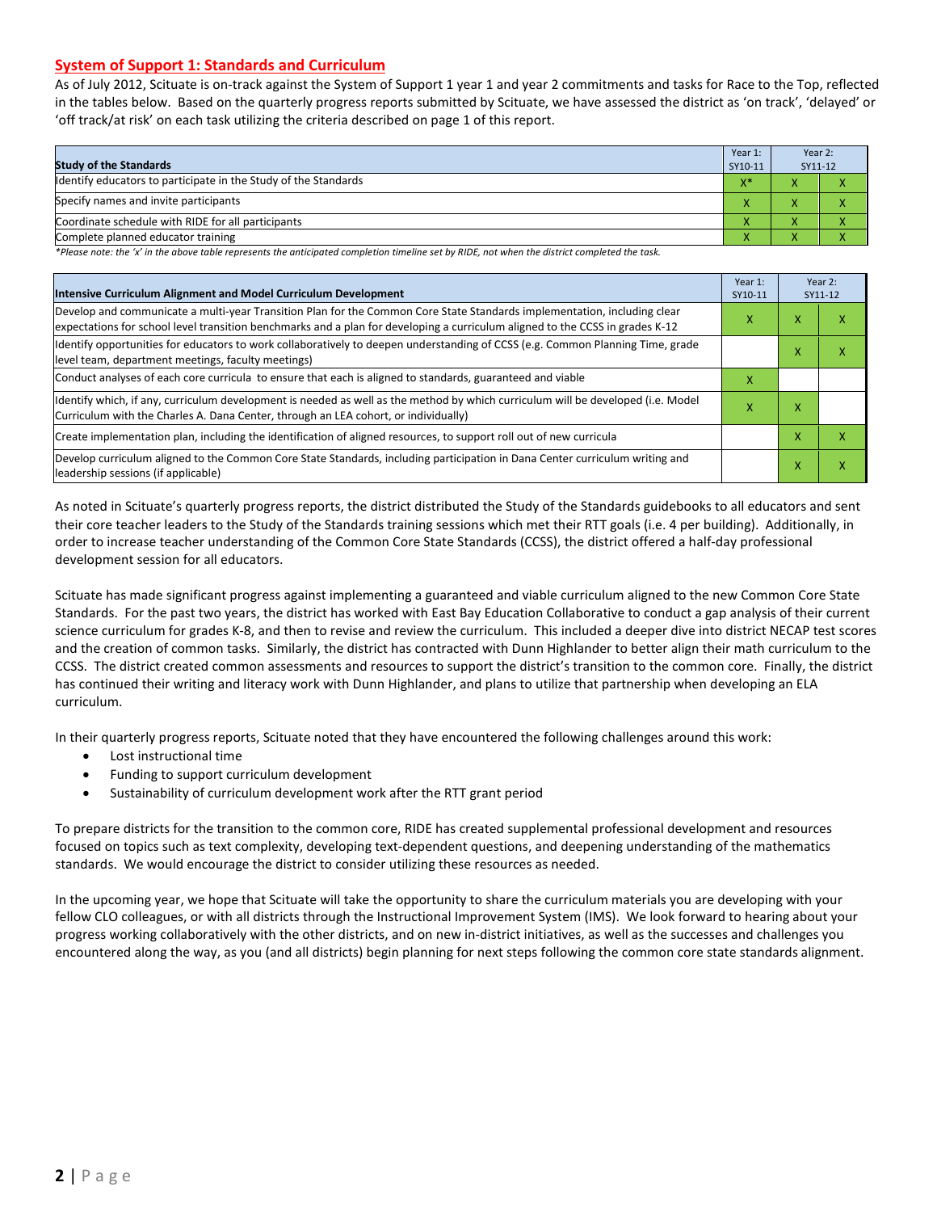## System of Support 1: Standards and Curriculum

As of July 2012, Scituate is on-track against the System of Support 1 year 1 and year 2 commitments and tasks for Race to the Top, reflected in the tables below. Based on the quarterly progress reports submitted by Scituate, we have assessed the district as 'on track', 'delayed' or 'off track/at risk' on each task utilizing the criteria described on page 1 of this report.

| Study of the Standards | Year 1: SY10-11 | Year 2: SY11-12 | |
|---|---|---|---|
| Identify educators to participate in the Study of the Standards | X* | X | X |
| Specify names and invite participants | X | X | X |
| Coordinate schedule with RIDE for all participants | X | X | X |
| Complete planned educator training | X | X | X |

*Please note: the 'x' in the above table represents the anticipated completion timeline set by RIDE, not when the district completed the task.*

| Intensive Curriculum Alignment and Model Curriculum Development | Year 1: SY10-11 | Year 2: SY11-12 | |
|---|---|---|---|
| Develop and communicate a multi-year Transition Plan for the Common Core State Standards implementation, including clear expectations for school level transition benchmarks and a plan for developing a curriculum aligned to the CCSS in grades K-12 | X | X | X |
| Identify opportunities for educators to work collaboratively to deepen understanding of CCSS (e.g. Common Planning Time, grade level team, department meetings, faculty meetings) | | X | X |
| Conduct analyses of each core curricula to ensure that each is aligned to standards, guaranteed and viable | X | | |
| Identify which, if any, curriculum development is needed as well as the method by which curriculum will be developed (i.e. Model Curriculum with the Charles A. Dana Center, through an LEA cohort, or individually) | X | X | |
| Create implementation plan, including the identification of aligned resources, to support roll out of new curricula | | X | X |
| Develop curriculum aligned to the Common Core State Standards, including participation in Dana Center curriculum writing and leadership sessions (if applicable) | | X | X |

As noted in Scituate's quarterly progress reports, the district distributed the Study of the Standards guidebooks to all educators and sent their core teacher leaders to the Study of the Standards training sessions which met their RTT goals (i.e. 4 per building). Additionally, in order to increase teacher understanding of the Common Core State Standards (CCSS), the district offered a half-day professional development session for all educators.

Scituate has made significant progress against implementing a guaranteed and viable curriculum aligned to the new Common Core State Standards. For the past two years, the district has worked with East Bay Education Collaborative to conduct a gap analysis of their current science curriculum for grades K-8, and then to revise and review the curriculum. This included a deeper dive into district NECAP test scores and the creation of common tasks. Similarly, the district has contracted with Dunn Highlander to better align their math curriculum to the CCSS. The district created common assessments and resources to support the district's transition to the common core. Finally, the district has continued their writing and literacy work with Dunn Highlander, and plans to utilize that partnership when developing an ELA curriculum.

In their quarterly progress reports, Scituate noted that they have encountered the following challenges around this work:

- Lost instructional time
- Funding to support curriculum development
- Sustainability of curriculum development work after the RTT grant period

To prepare districts for the transition to the common core, RIDE has created supplemental professional development and resources focused on topics such as text complexity, developing text-dependent questions, and deepening understanding of the mathematics standards. We would encourage the district to consider utilizing these resources as needed.

In the upcoming year, we hope that Scituate will take the opportunity to share the curriculum materials you are developing with your fellow CLO colleagues, or with all districts through the Instructional Improvement System (IMS). We look forward to hearing about your progress working collaboratively with the other districts, and on new in-district initiatives, as well as the successes and challenges you encountered along the way, as you (and all districts) begin planning for next steps following the common core state standards alignment.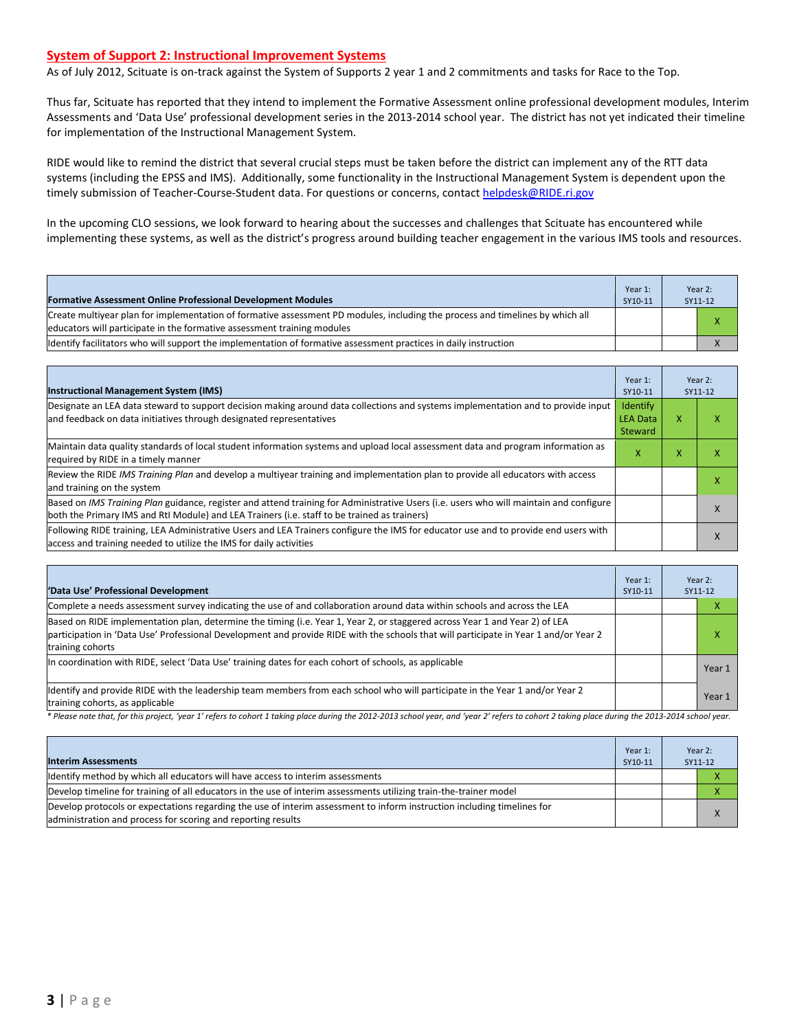## System of Support 2: Instructional Improvement Systems

As of July 2012, Scituate is on-track against the System of Supports 2 year 1 and 2 commitments and tasks for Race to the Top.

Thus far, Scituate has reported that they intend to implement the Formative Assessment online professional development modules, Interim Assessments and 'Data Use' professional development series in the 2013-2014 school year. The district has not yet indicated their timeline for implementation of the Instructional Management System.

RIDE would like to remind the district that several crucial steps must be taken before the district can implement any of the RTT data systems (including the EPSS and IMS). Additionally, some functionality in the Instructional Management System is dependent upon the timely submission of Teacher-Course-Student data. For questions or concerns, contact helpdesk@RIDE.ri.gov

In the upcoming CLO sessions, we look forward to hearing about the successes and challenges that Scituate has encountered while implementing these systems, as well as the district's progress around building teacher engagement in the various IMS tools and resources.

| Formative Assessment Online Professional Development Modules | Year 1: SY10-11 | Year 2: SY11-12 | |
|---|---|---|---|
| Create multiyear plan for implementation of formative assessment PD modules, including the process and timelines by which all educators will participate in the formative assessment training modules | | | X |
| Identify facilitators who will support the implementation of formative assessment practices in daily instruction | | | X |

| Instructional Management System (IMS) | Year 1: SY10-11 | Year 2: SY11-12 | |
|---|---|---|---|
| Designate an LEA data steward to support decision making around data collections and systems implementation and to provide input and feedback on data initiatives through designated representatives | Identify LEA Data Steward | X | X |
| Maintain data quality standards of local student information systems and upload local assessment data and program information as required by RIDE in a timely manner | X | X | X |
| Review the RIDE *IMS Training Plan* and develop a multiyear training and implementation plan to provide all educators with access and training on the system | | | X |
| Based on *IMS Training Plan* guidance, register and attend training for Administrative Users (i.e. users who will maintain and configure both the Primary IMS and RtI Module) and LEA Trainers (i.e. staff to be trained as trainers) | | | X |
| Following RIDE training, LEA Administrative Users and LEA Trainers configure the IMS for educator use and to provide end users with access and training needed to utilize the IMS for daily activities | | | X |

| 'Data Use' Professional Development | Year 1: SY10-11 | Year 2: SY11-12 | |
|---|---|---|---|
| Complete a needs assessment survey indicating the use of and collaboration around data within schools and across the LEA | | | X |
| Based on RIDE implementation plan, determine the timing (i.e. Year 1, Year 2, or staggered across Year 1 and Year 2) of LEA participation in 'Data Use' Professional Development and provide RIDE with the schools that will participate in Year 1 and/or Year 2 training cohorts | | | X |
| In coordination with RIDE, select 'Data Use' training dates for each cohort of schools, as applicable | | | Year 1 |
| Identify and provide RIDE with the leadership team members from each school who will participate in the Year 1 and/or Year 2 training cohorts, as applicable | | | Year 1 |

*\* Please note that, for this project, 'year 1' refers to cohort 1 taking place during the 2012-2013 school year, and 'year 2' refers to cohort 2 taking place during the 2013-2014 school year.*

| Interim Assessments | Year 1: SY10-11 | Year 2: SY11-12 | |
|---|---|---|---|
| Identify method by which all educators will have access to interim assessments | | | X |
| Develop timeline for training of all educators in the use of interim assessments utilizing train-the-trainer model | | | X |
| Develop protocols or expectations regarding the use of interim assessment to inform instruction including timelines for administration and process for scoring and reporting results | | | X |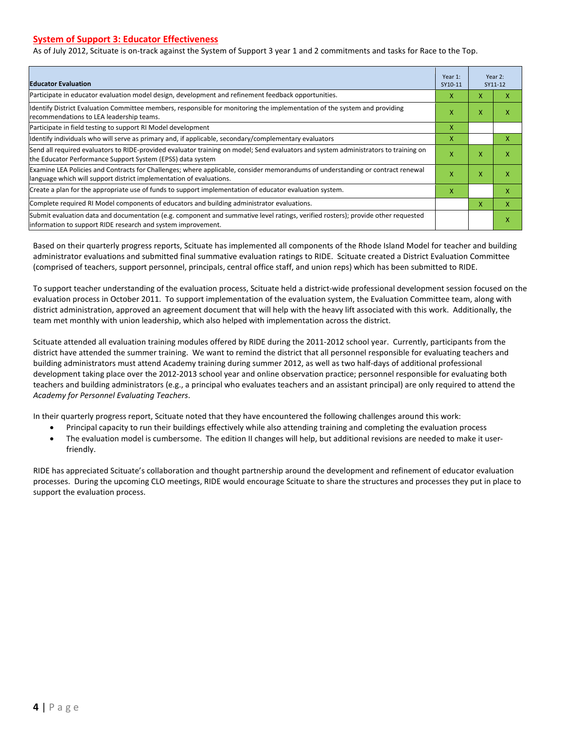## System of Support 3: Educator Effectiveness

As of July 2012, Scituate is on-track against the System of Support 3 year 1 and 2 commitments and tasks for Race to the Top.

| Educator Evaluation | Year 1: SY10-11 | Year 2: SY11-12 | |
|---|---|---|---|
| Participate in educator evaluation model design, development and refinement feedback opportunities. | X | X | X |
| Identify District Evaluation Committee members, responsible for monitoring the implementation of the system and providing recommendations to LEA leadership teams. | X | X | X |
| Participate in field testing to support RI Model development | X | | |
| Identify individuals who will serve as primary and, if applicable, secondary/complementary evaluators | X | | X |
| Send all required evaluators to RIDE-provided evaluator training on model; Send evaluators and system administrators to training on the Educator Performance Support System (EPSS) data system | X | X | X |
| Examine LEA Policies and Contracts for Challenges; where applicable, consider memorandums of understanding or contract renewal language which will support district implementation of evaluations. | X | X | X |
| Create a plan for the appropriate use of funds to support implementation of educator evaluation system. | X | | X |
| Complete required RI Model components of educators and building administrator evaluations. | | X | X |
| Submit evaluation data and documentation (e.g. component and summative level ratings, verified rosters); provide other requested information to support RIDE research and system improvement. | | | X |

Based on their quarterly progress reports, Scituate has implemented all components of the Rhode Island Model for teacher and building administrator evaluations and submitted final summative evaluation ratings to RIDE. Scituate created a District Evaluation Committee (comprised of teachers, support personnel, principals, central office staff, and union reps) which has been submitted to RIDE.

To support teacher understanding of the evaluation process, Scituate held a district-wide professional development session focused on the evaluation process in October 2011. To support implementation of the evaluation system, the Evaluation Committee team, along with district administration, approved an agreement document that will help with the heavy lift associated with this work. Additionally, the team met monthly with union leadership, which also helped with implementation across the district.

Scituate attended all evaluation training modules offered by RIDE during the 2011-2012 school year. Currently, participants from the district have attended the summer training. We want to remind the district that all personnel responsible for evaluating teachers and building administrators must attend Academy training during summer 2012, as well as two half-days of additional professional development taking place over the 2012-2013 school year and online observation practice; personnel responsible for evaluating both teachers and building administrators (e.g., a principal who evaluates teachers and an assistant principal) are only required to attend the *Academy for Personnel Evaluating Teachers*.

In their quarterly progress report, Scituate noted that they have encountered the following challenges around this work:

- Principal capacity to run their buildings effectively while also attending training and completing the evaluation process
- The evaluation model is cumbersome. The edition II changes will help, but additional revisions are needed to make it user-friendly.

RIDE has appreciated Scituate's collaboration and thought partnership around the development and refinement of educator evaluation processes. During the upcoming CLO meetings, RIDE would encourage Scituate to share the structures and processes they put in place to support the evaluation process.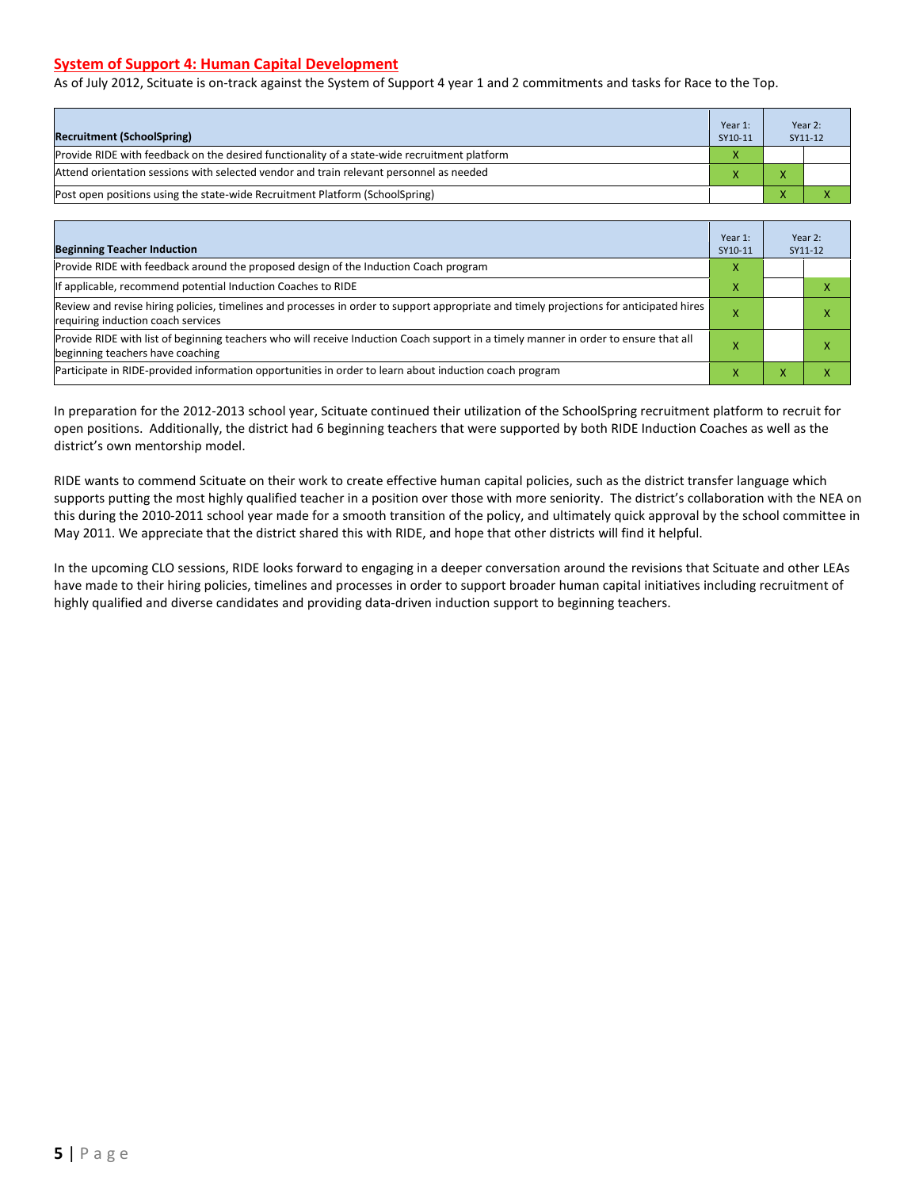## System of Support 4: Human Capital Development

As of July 2012, Scituate is on-track against the System of Support 4 year 1 and 2 commitments and tasks for Race to the Top.

| Recruitment (SchoolSpring) | Year 1: SY10-11 | Year 2: SY11-12 | |
|---|---|---|---|
| Provide RIDE with feedback on the desired functionality of a state-wide recruitment platform | X | | |
| Attend orientation sessions with selected vendor and train relevant personnel as needed | X | X | |
| Post open positions using the state-wide Recruitment Platform (SchoolSpring) | | X | X |

| Beginning Teacher Induction | Year 1: SY10-11 | Year 2: SY11-12 | |
|---|---|---|---|
| Provide RIDE with feedback around the proposed design of the Induction Coach program | X | | |
| If applicable, recommend potential Induction Coaches to RIDE | X | | X |
| Review and revise hiring policies, timelines and processes in order to support appropriate and timely projections for anticipated hires requiring induction coach services | X | | X |
| Provide RIDE with list of beginning teachers who will receive Induction Coach support in a timely manner in order to ensure that all beginning teachers have coaching | X | | X |
| Participate in RIDE-provided information opportunities in order to learn about induction coach program | X | X | X |

In preparation for the 2012-2013 school year, Scituate continued their utilization of the SchoolSpring recruitment platform to recruit for open positions. Additionally, the district had 6 beginning teachers that were supported by both RIDE Induction Coaches as well as the district's own mentorship model.

RIDE wants to commend Scituate on their work to create effective human capital policies, such as the district transfer language which supports putting the most highly qualified teacher in a position over those with more seniority. The district's collaboration with the NEA on this during the 2010-2011 school year made for a smooth transition of the policy, and ultimately quick approval by the school committee in May 2011. We appreciate that the district shared this with RIDE, and hope that other districts will find it helpful.

In the upcoming CLO sessions, RIDE looks forward to engaging in a deeper conversation around the revisions that Scituate and other LEAs have made to their hiring policies, timelines and processes in order to support broader human capital initiatives including recruitment of highly qualified and diverse candidates and providing data-driven induction support to beginning teachers.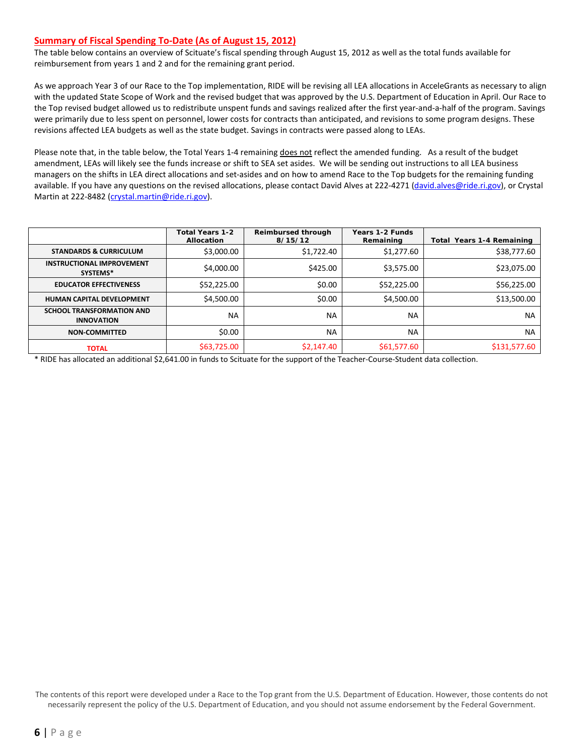## Summary of Fiscal Spending To-Date (As of August 15, 2012)

The table below contains an overview of Scituate's fiscal spending through August 15, 2012 as well as the total funds available for reimbursement from years 1 and 2 and for the remaining grant period.

As we approach Year 3 of our Race to the Top implementation, RIDE will be revising all LEA allocations in AcceleGrants as necessary to align with the updated State Scope of Work and the revised budget that was approved by the U.S. Department of Education in April. Our Race to the Top revised budget allowed us to redistribute unspent funds and savings realized after the first year-and-a-half of the program. Savings were primarily due to less spent on personnel, lower costs for contracts than anticipated, and revisions to some program designs. These revisions affected LEA budgets as well as the state budget. Savings in contracts were passed along to LEAs.

Please note that, in the table below, the Total Years 1-4 remaining does not reflect the amended funding. As a result of the budget amendment, LEAs will likely see the funds increase or shift to SEA set asides. We will be sending out instructions to all LEA business managers on the shifts in LEA direct allocations and set-asides and on how to amend Race to the Top budgets for the remaining funding available. If you have any questions on the revised allocations, please contact David Alves at 222-4271 (david.alves@ride.ri.gov), or Crystal Martin at 222-8482 (crystal.martin@ride.ri.gov).

| | Total Years 1-2 Allocation | Reimbursed through 8/15/12 | Years 1-2 Funds Remaining | Total Years 1-4 Remaining |
|---|---|---|---|---|
| STANDARDS & CURRICULUM | $3,000.00 | $1,722.40 | $1,277.60 | $38,777.60 |
| INSTRUCTIONAL IMPROVEMENT SYSTEMS* | $4,000.00 | $425.00 | $3,575.00 | $23,075.00 |
| EDUCATOR EFFECTIVENESS | $52,225.00 | $0.00 | $52,225.00 | $56,225.00 |
| HUMAN CAPITAL DEVELOPMENT | $4,500.00 | $0.00 | $4,500.00 | $13,500.00 |
| SCHOOL TRANSFORMATION AND INNOVATION | NA | NA | NA | NA |
| NON-COMMITTED | $0.00 | NA | NA | NA |
| TOTAL | $63,725.00 | $2,147.40 | $61,577.60 | $131,577.60 |

* RIDE has allocated an additional $2,641.00 in funds to Scituate for the support of the Teacher-Course-Student data collection.

The contents of this report were developed under a Race to the Top grant from the U.S. Department of Education. However, those contents do not necessarily represent the policy of the U.S. Department of Education, and you should not assume endorsement by the Federal Government.